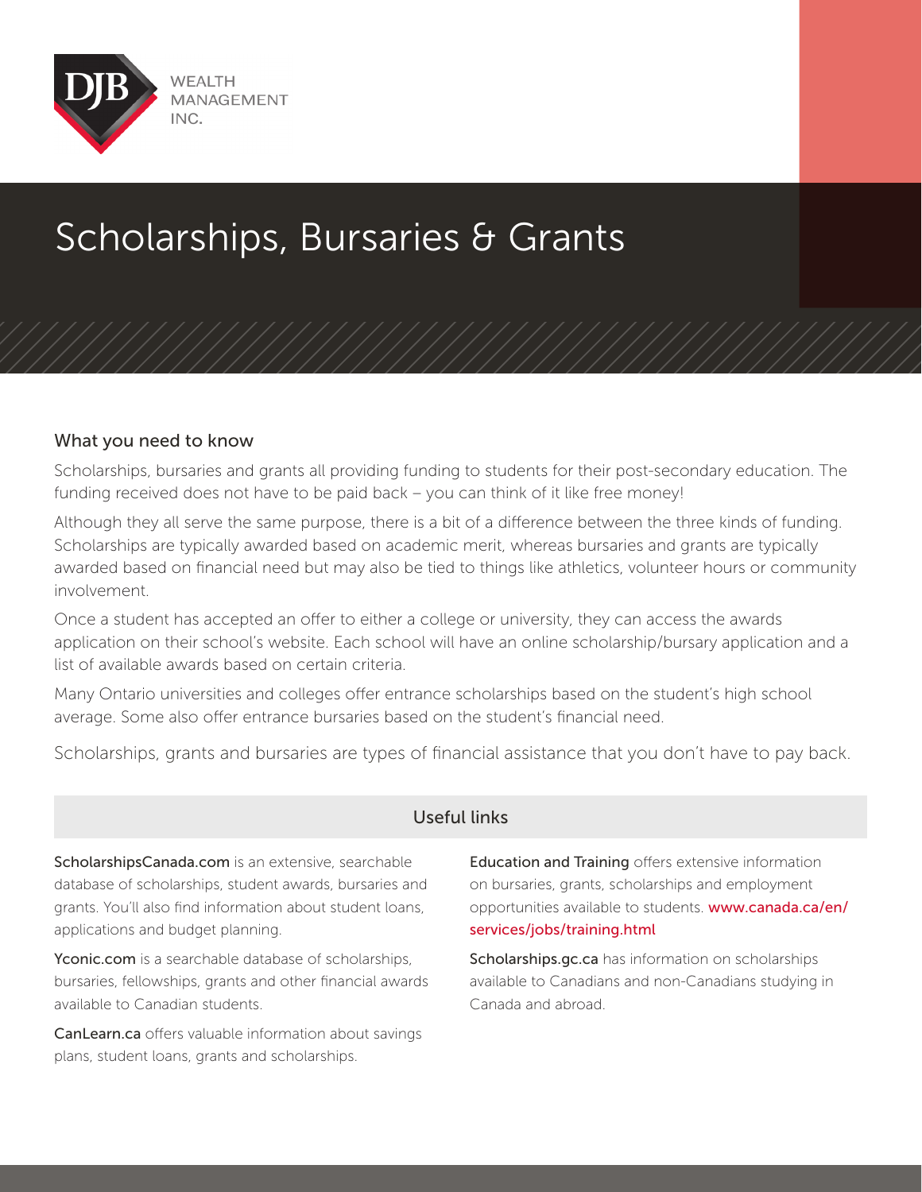DJB WEALTH MANAGEMENT INC.

# Scholarships, Bursaries & Grants

## What you need to know

Scholarships, bursaries and grants all providing funding to students for their post-secondary education. The funding received does not have to be paid back – you can think of it like free money!

Although they all serve the same purpose, there is a bit of a difference between the three kinds of funding. Scholarships are typically awarded based on academic merit, whereas bursaries and grants are typically awarded based on financial need but may also be tied to things like athletics, volunteer hours or community involvement.

Once a student has accepted an offer to either a college or university, they can access the awards application on their school's website. Each school will have an online scholarship/bursary application and a list of available awards based on certain criteria.

Many Ontario universities and colleges offer entrance scholarships based on the student's high school average. Some also offer entrance bursaries based on the student's financial need.

Scholarships, grants and bursaries are types of financial assistance that you don't have to pay back.

## Useful links

**ScholarshipsCanada.com** is an extensive, searchable database of scholarships, student awards, bursaries and grants. You'll also find information about student loans, applications and budget planning.

**Yconic.com** is a searchable database of scholarships, bursaries, fellowships, grants and other financial awards available to Canadian students.

**CanLearn.ca** offers valuable information about savings plans, student loans, grants and scholarships.

**Education and Training** offers extensive information on bursaries, grants, scholarships and employment opportunities available to students. www.canada.ca/en/services/jobs/training.html

**Scholarships.gc.ca** has information on scholarships available to Canadians and non-Canadians studying in Canada and abroad.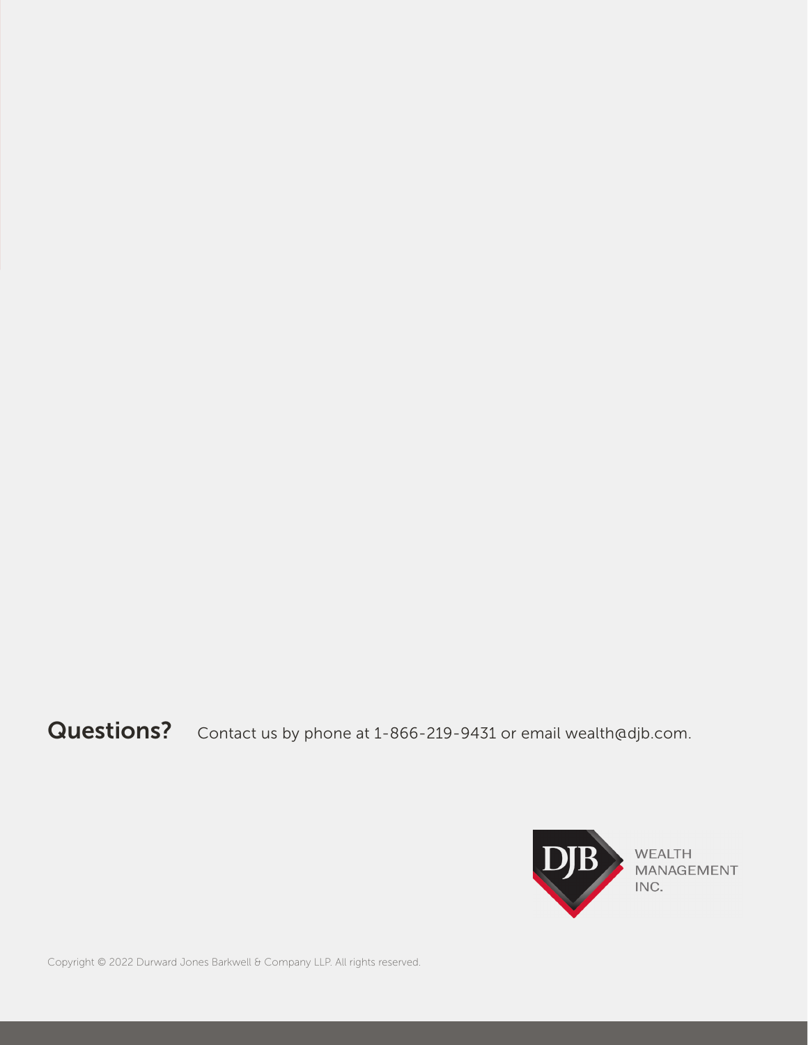**Questions?** Contact us by phone at 1-866-219-9431 or email wealth@djb.com.

DJB WEALTH MANAGEMENT INC.

Copyright © 2022 Durward Jones Barkwell & Company LLP. All rights reserved.